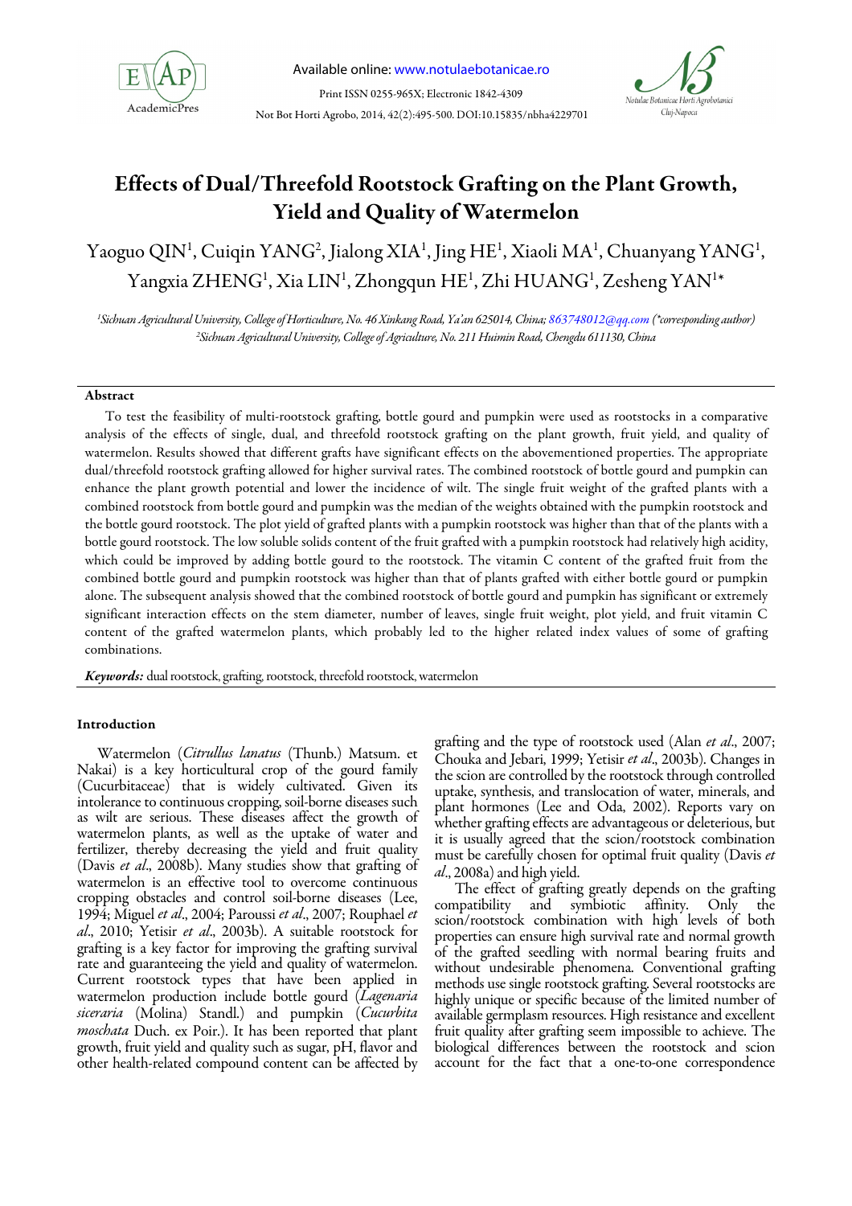# Effects of Dual/Threefold Rootstock Grafting on the Plant Growth, Yield and Quality of Watermelon

Yaoguo QIN[1], Cuiqin YANG[2], Jialong XIA[1], Jing HE[1], Xiaoli MA[1], Chuanyang YANG[1], Yangxia ZHENG[1], Xia LIN[1], Zhongqun HE[1], Zhi HUANG[1], Zesheng YAN[1*]

*[1]Sichuan Agricultural University, College of Horticulture, No. 46 Xinkang Road, Ya'an 625014, China; 863748012@qq.com (*corresponding author)*
*[2]Sichuan Agricultural University, College of Agriculture, No. 211 Huimin Road, Chengdu 611130, China*

## Abstract

To test the feasibility of multi-rootstock grafting, bottle gourd and pumpkin were used as rootstocks in a comparative analysis of the effects of single, dual, and threefold rootstock grafting on the plant growth, fruit yield, and quality of watermelon. Results showed that different grafts have significant effects on the abovementioned properties. The appropriate dual/threefold rootstock grafting allowed for higher survival rates. The combined rootstock of bottle gourd and pumpkin can enhance the plant growth potential and lower the incidence of wilt. The single fruit weight of the grafted plants with a combined rootstock from bottle gourd and pumpkin was the median of the weights obtained with the pumpkin rootstock and the bottle gourd rootstock. The plot yield of grafted plants with a pumpkin rootstock was higher than that of the plants with a bottle gourd rootstock. The low soluble solids content of the fruit grafted with a pumpkin rootstock had relatively high acidity, which could be improved by adding bottle gourd to the rootstock. The vitamin C content of the grafted fruit from the combined bottle gourd and pumpkin rootstock was higher than that of plants grafted with either bottle gourd or pumpkin alone. The subsequent analysis showed that the combined rootstock of bottle gourd and pumpkin has significant or extremely significant interaction effects on the stem diameter, number of leaves, single fruit weight, plot yield, and fruit vitamin C content of the grafted watermelon plants, which probably led to the higher related index values of some of grafting combinations.

***Keywords:*** dual rootstock, grafting, rootstock, threefold rootstock, watermelon

## Introduction

Watermelon (*Citrullus lanatus* (Thunb.) Matsum. et Nakai) is a key horticultural crop of the gourd family (Cucurbitaceae) that is widely cultivated. Given its intolerance to continuous cropping, soil-borne diseases such as wilt are serious. These diseases affect the growth of watermelon plants, as well as the uptake of water and fertilizer, thereby decreasing the yield and fruit quality (Davis *et al*., 2008b). Many studies show that grafting of watermelon is an effective tool to overcome continuous cropping obstacles and control soil-borne diseases (Lee, 1994; Miguel *et al*., 2004; Paroussi *et al*., 2007; Rouphael *et al*., 2010; Yetisir *et al*., 2003b). A suitable rootstock for grafting is a key factor for improving the grafting survival rate and guaranteeing the yield and quality of watermelon. Current rootstock types that have been applied in watermelon production include bottle gourd (*Lagenaria siceraria* (Molina) Standl.) and pumpkin (*Cucurbita moschata* Duch. ex Poir.). It has been reported that plant growth, fruit yield and quality such as sugar, pH, flavor and other health-related compound content can be affected by grafting and the type of rootstock used (Alan *et al*., 2007; Chouka and Jebari, 1999; Yetisir *et al*., 2003b). Changes in the scion are controlled by the rootstock through controlled uptake, synthesis, and translocation of water, minerals, and plant hormones (Lee and Oda, 2002). Reports vary on whether grafting effects are advantageous or deleterious, but it is usually agreed that the scion/rootstock combination must be carefully chosen for optimal fruit quality (Davis *et al*., 2008a) and high yield.

The effect of grafting greatly depends on the grafting compatibility and symbiotic affinity. Only the scion/rootstock combination with high levels of both properties can ensure high survival rate and normal growth of the grafted seedling with normal bearing fruits and without undesirable phenomena. Conventional grafting methods use single rootstock grafting. Several rootstocks are highly unique or specific because of the limited number of available germplasm resources. High resistance and excellent fruit quality after grafting seem impossible to achieve. The biological differences between the rootstock and scion account for the fact that a one-to-one correspondence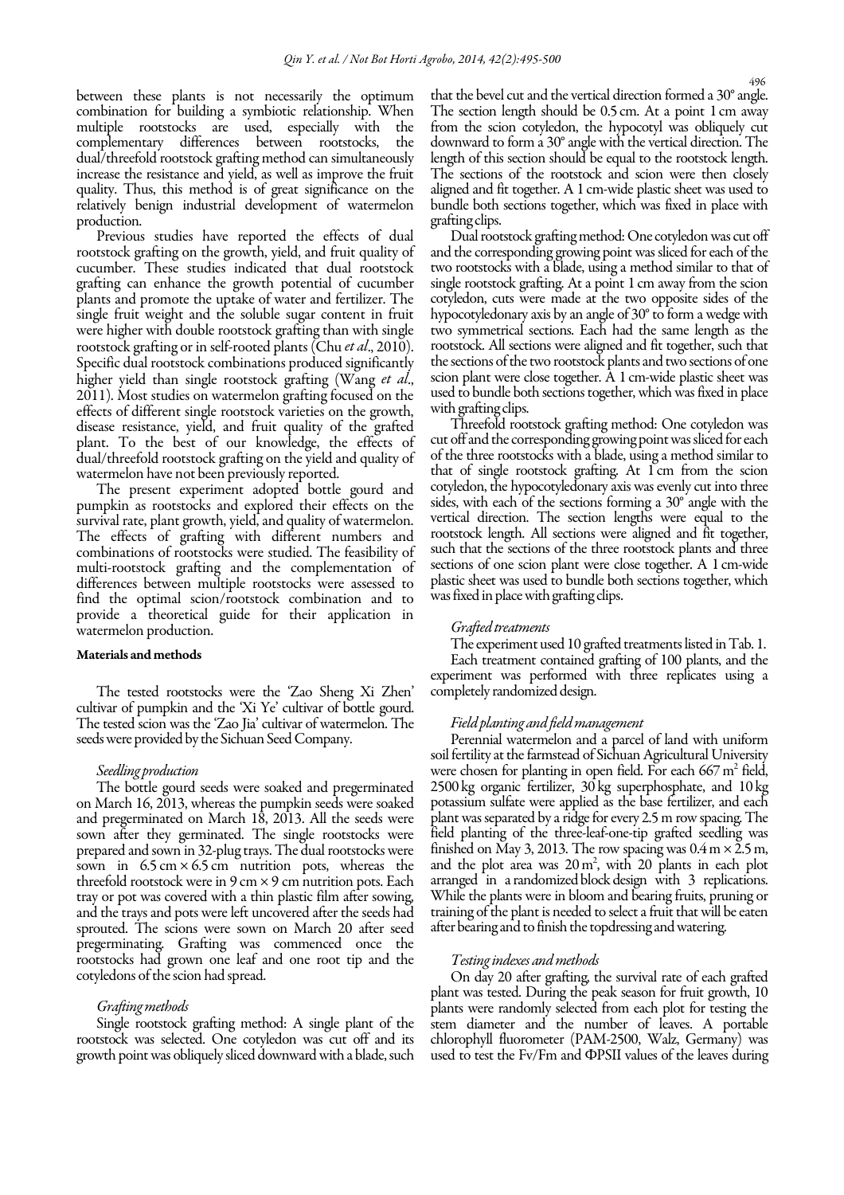between these plants is not necessarily the optimum combination for building a symbiotic relationship. When multiple rootstocks are used, especially with the complementary differences between rootstocks, the dual/threefold rootstock grafting method can simultaneously increase the resistance and yield, as well as improve the fruit quality. Thus, this method is of great significance on the relatively benign industrial development of watermelon production.

Previous studies have reported the effects of dual rootstock grafting on the growth, yield, and fruit quality of cucumber. These studies indicated that dual rootstock grafting can enhance the growth potential of cucumber plants and promote the uptake of water and fertilizer. The single fruit weight and the soluble sugar content in fruit were higher with double rootstock grafting than with single rootstock grafting or in self-rooted plants (Chu *et al*., 2010). Specific dual rootstock combinations produced significantly higher yield than single rootstock grafting (Wang *et al*., 2011). Most studies on watermelon grafting focused on the effects of different single rootstock varieties on the growth, disease resistance, yield, and fruit quality of the grafted plant. To the best of our knowledge, the effects of dual/threefold rootstock grafting on the yield and quality of watermelon have not been previously reported.

The present experiment adopted bottle gourd and pumpkin as rootstocks and explored their effects on the survival rate, plant growth, yield, and quality of watermelon. The effects of grafting with different numbers and combinations of rootstocks were studied. The feasibility of multi-rootstock grafting and the complementation of differences between multiple rootstocks were assessed to find the optimal scion/rootstock combination and to provide a theoretical guide for their application in watermelon production.

## Materials and methods

The tested rootstocks were the 'Zao Sheng Xi Zhen' cultivar of pumpkin and the 'Xi Ye' cultivar of bottle gourd. The tested scion was the 'Zao Jia' cultivar of watermelon. The seeds were provided by the Sichuan Seed Company.

### *Seedling production*

The bottle gourd seeds were soaked and pregerminated on March 16, 2013, whereas the pumpkin seeds were soaked and pregerminated on March 18, 2013. All the seeds were sown after they germinated. The single rootstocks were prepared and sown in 32-plug trays. The dual rootstocks were sown in 6.5 cm × 6.5 cm nutrition pots, whereas the threefold rootstock were in 9 cm × 9 cm nutrition pots. Each tray or pot was covered with a thin plastic film after sowing, and the trays and pots were left uncovered after the seeds had sprouted. The scions were sown on March 20 after seed pregerminating. Grafting was commenced once the rootstocks had grown one leaf and one root tip and the cotyledons of the scion had spread.

### *Grafting methods*

Single rootstock grafting method: A single plant of the rootstock was selected. One cotyledon was cut off and its growth point was obliquely sliced downward with a blade, such that the bevel cut and the vertical direction formed a 30° angle. The section length should be 0.5 cm. At a point 1 cm away from the scion cotyledon, the hypocotyl was obliquely cut downward to form a 30° angle with the vertical direction. The length of this section should be equal to the rootstock length. The sections of the rootstock and scion were then closely aligned and fit together. A 1 cm-wide plastic sheet was used to bundle both sections together, which was fixed in place with grafting clips.

Dual rootstock grafting method: One cotyledon was cut off and the corresponding growing point was sliced for each of the two rootstocks with a blade, using a method similar to that of single rootstock grafting. At a point 1 cm away from the scion cotyledon, cuts were made at the two opposite sides of the hypocotyledonary axis by an angle of 30° to form a wedge with two symmetrical sections. Each had the same length as the rootstock. All sections were aligned and fit together, such that the sections of the two rootstock plants and two sections of one scion plant were close together. A 1 cm-wide plastic sheet was used to bundle both sections together, which was fixed in place with grafting clips.

Threefold rootstock grafting method: One cotyledon was cut off and the corresponding growing point was sliced for each of the three rootstocks with a blade, using a method similar to that of single rootstock grafting. At 1 cm from the scion cotyledon, the hypocotyledonary axis was evenly cut into three sides, with each of the sections forming a 30° angle with the vertical direction. The section lengths were equal to the rootstock length. All sections were aligned and fit together, such that the sections of the three rootstock plants and three sections of one scion plant were close together. A 1 cm-wide plastic sheet was used to bundle both sections together, which was fixed in place with grafting clips.

### *Grafted treatments*

The experiment used 10 grafted treatments listed in Tab. 1. Each treatment contained grafting of 100 plants, and the experiment was performed with three replicates using a completely randomized design.

### *Field planting and field management*

Perennial watermelon and a parcel of land with uniform soil fertility at the farmstead of Sichuan Agricultural University were chosen for planting in open field. For each 667 $m^2$ field, 2500 kg organic fertilizer, 30 kg superphosphate, and 10 kg potassium sulfate were applied as the base fertilizer, and each plant was separated by a ridge for every 2.5 m row spacing. The field planting of the three-leaf-one-tip grafted seedling was finished on May 3, 2013. The row spacing was 0.4 m × 2.5 m, and the plot area was 20 $m^2$, with 20 plants in each plot arranged in a randomized block design with 3 replications. While the plants were in bloom and bearing fruits, pruning or training of the plant is needed to select a fruit that will be eaten after bearing and to finish the topdressing and watering.

### *Testing indexes and methods*

On day 20 after grafting, the survival rate of each grafted plant was tested. During the peak season for fruit growth, 10 plants were randomly selected from each plot for testing the stem diameter and the number of leaves. A portable chlorophyll fluorometer (PAM-2500, Walz, Germany) was used to test the Fv/Fm and ΦPSII values of the leaves during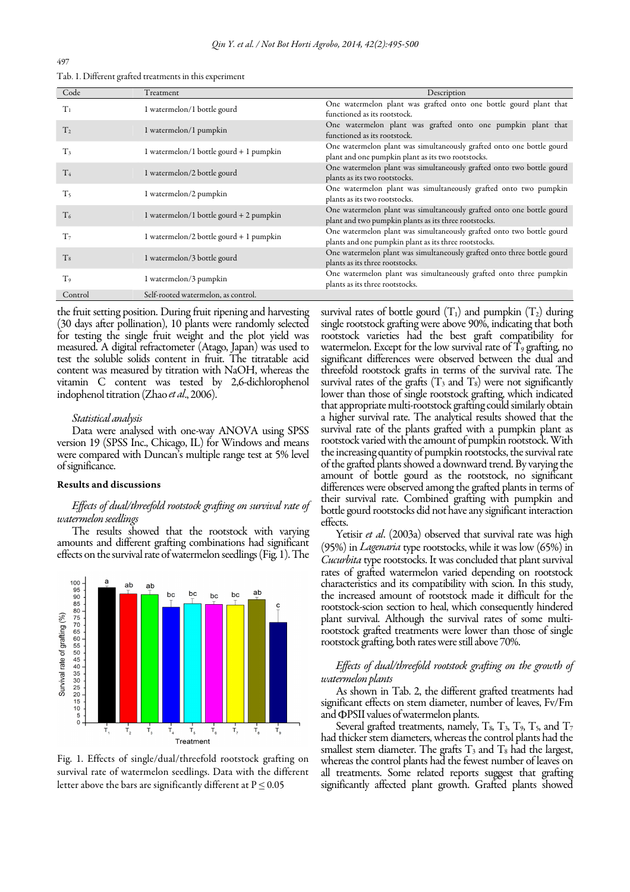Tab. 1. Different grafted treatments in this experiment

| Code | Treatment | Description |
|---|---|---|
| $T_1$ | 1 watermelon/1 bottle gourd | One watermelon plant was grafted onto one bottle gourd plant that functioned as its rootstock. |
| $T_2$ | 1 watermelon/1 pumpkin | One watermelon plant was grafted onto one pumpkin plant that functioned as its rootstock. |
| $T_3$ | 1 watermelon/1 bottle gourd + 1 pumpkin | One watermelon plant was simultaneously grafted onto one bottle gourd plant and one pumpkin plant as its two rootstocks. |
| $T_4$ | 1 watermelon/2 bottle gourd | One watermelon plant was simultaneously grafted onto two bottle gourd plants as its two rootstocks. |
| $T_5$ | 1 watermelon/2 pumpkin | One watermelon plant was simultaneously grafted onto two pumpkin plants as its two rootstocks. |
| $T_6$ | 1 watermelon/1 bottle gourd + 2 pumpkin | One watermelon plant was simultaneously grafted onto one bottle gourd plant and two pumpkin plants as its three rootstocks. |
| $T_7$ | 1 watermelon/2 bottle gourd + 1 pumpkin | One watermelon plant was simultaneously grafted onto two bottle gourd plants and one pumpkin plant as its three rootstocks. |
| $T_8$ | 1 watermelon/3 bottle gourd | One watermelon plant was simultaneously grafted onto three bottle gourd plants as its three rootstocks. |
| $T_9$ | 1 watermelon/3 pumpkin | One watermelon plant was simultaneously grafted onto three pumpkin plants as its three rootstocks. |
| Control | Self-rooted watermelon, as control. | |

the fruit setting position. During fruit ripening and harvesting (30 days after pollination), 10 plants were randomly selected for testing the single fruit weight and the plot yield was measured. A digital refractometer (Atago, Japan) was used to test the soluble solids content in fruit. The titratable acid content was measured by titration with NaOH, whereas the vitamin C content was tested by 2,6-dichlorophenol indophenol titration (Zhao *et al*., 2006).

*Statistical analysis*

Data were analysed with one-way ANOVA using SPSS version 19 (SPSS Inc., Chicago, IL) for Windows and means were compared with Duncan's multiple range test at 5% level of significance.

## Results and discussions

*Effects of dual/threefold rootstock grafting on survival rate of watermelon seedlings*

The results showed that the rootstock with varying amounts and different grafting combinations had significant effects on the survival rate of watermelon seedlings (Fig. 1). The survival rates of bottle gourd ($T_1$) and pumpkin ($T_2$) during single rootstock grafting were above 90%, indicating that both rootstock varieties had the best graft compatibility for watermelon. Except for the low survival rate of $T_9$ grafting, no significant differences were observed between the dual and threefold rootstock grafts in terms of the survival rate. The survival rates of the grafts ($T_3$ and $T_8$) were not significantly lower than those of single rootstock grafting, which indicated that appropriate multi-rootstock grafting could similarly obtain a higher survival rate. The analytical results showed that the survival rate of the plants grafted with a pumpkin plant as rootstock varied with the amount of pumpkin rootstock. With the increasing quantity of pumpkin rootstocks, the survival rate of the grafted plants showed a downward trend. By varying the amount of bottle gourd as the rootstock, no significant differences were observed among the grafted plants in terms of their survival rate. Combined grafting with pumpkin and bottle gourd rootstocks did not have any significant interaction effects.

Fig. 1. Effects of single/dual/threefold rootstock grafting on survival rate of watermelon seedlings. Data with the different letter above the bars are significantly different at $P \leq 0.05$

Yetisir *et al*. (2003a) observed that survival rate was high (95%) in *Lagenaria* type rootstocks, while it was low (65%) in *Cucurbita* type rootstocks. It was concluded that plant survival rates of grafted watermelon varied depending on rootstock characteristics and its compatibility with scion. In this study, the increased amount of rootstock made it difficult for the rootstock-scion section to heal, which consequently hindered plant survival. Although the survival rates of some multi-rootstock grafted treatments were lower than those of single rootstock grafting, both rates were still above 70%.

*Effects of dual/threefold rootstock grafting on the growth of watermelon plants*

As shown in Tab. 2, the different grafted treatments had significant effects on stem diameter, number of leaves, Fv/Fm and ΦPSII values of watermelon plants.

Several grafted treatments, namely, $T_8$, $T_3$, $T_9$, $T_5$, and $T_7$ had thicker stem diameters, whereas the control plants had the smallest stem diameter. The grafts $T_3$ and $T_8$ had the largest, whereas the control plants had the fewest number of leaves on all treatments. Some related reports suggest that grafting significantly affected plant growth. Grafted plants showed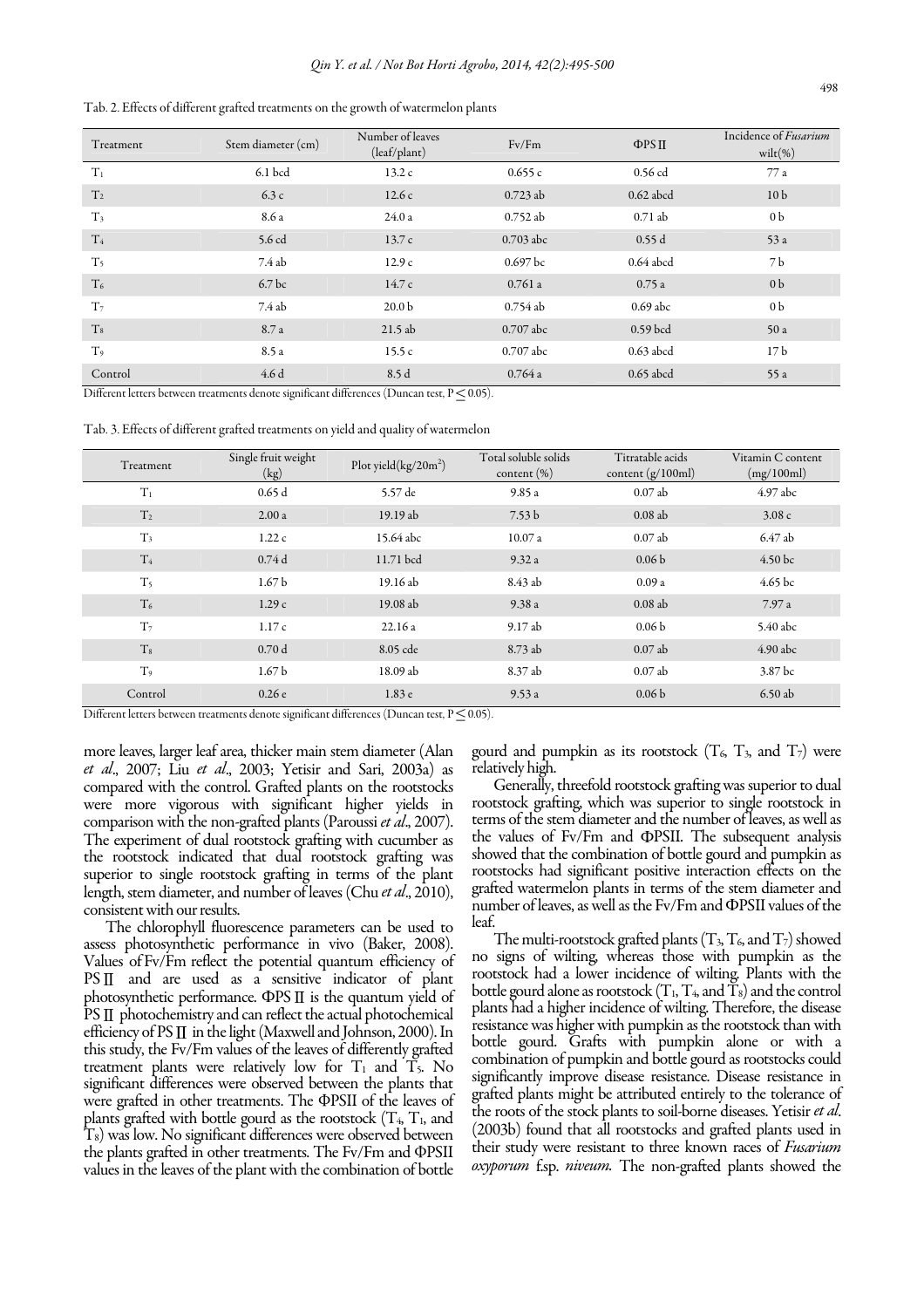Tab. 2. Effects of different grafted treatments on the growth of watermelon plants

| Treatment | Stem diameter (cm) | Number of leaves (leaf/plant) | Fv/Fm | ΦPSⅡ | Incidence of *Fusarium* wilt(%) |
|---|---|---|---|---|---|
| $T_1$ | 6.1 bcd | 13.2 c | 0.655 c | 0.56 cd | 77 a |
| $T_2$ | 6.3 c | 12.6 c | 0.723 ab | 0.62 abcd | 10 b |
| $T_3$ | 8.6 a | 24.0 a | 0.752 ab | 0.71 ab | 0 b |
| $T_4$ | 5.6 cd | 13.7 c | 0.703 abc | 0.55 d | 53 a |
| $T_5$ | 7.4 ab | 12.9 c | 0.697 bc | 0.64 abcd | 7 b |
| $T_6$ | 6.7 bc | 14.7 c | 0.761 a | 0.75 a | 0 b |
| $T_7$ | 7.4 ab | 20.0 b | 0.754 ab | 0.69 abc | 0 b |
| $T_8$ | 8.7 a | 21.5 ab | 0.707 abc | 0.59 bcd | 50 a |
| $T_9$ | 8.5 a | 15.5 c | 0.707 abc | 0.63 abcd | 17 b |
| Control | 4.6 d | 8.5 d | 0.764 a | 0.65 abcd | 55 a |

Different letters between treatments denote significant differences (Duncan test, $P \leq 0.05$).

Tab. 3. Effects of different grafted treatments on yield and quality of watermelon

| Treatment | Single fruit weight (kg) | Plot yield(kg/20m$^2$) | Total soluble solids content (%) | Titratable acids content (g/100ml) | Vitamin C content (mg/100ml) |
|---|---|---|---|---|---|
| $T_1$ | 0.65 d | 5.57 de | 9.85 a | 0.07 ab | 4.97 abc |
| $T_2$ | 2.00 a | 19.19 ab | 7.53 b | 0.08 ab | 3.08 c |
| $T_3$ | 1.22 c | 15.64 abc | 10.07 a | 0.07 ab | 6.47 ab |
| $T_4$ | 0.74 d | 11.71 bcd | 9.32 a | 0.06 b | 4.50 bc |
| $T_5$ | 1.67 b | 19.16 ab | 8.43 ab | 0.09 a | 4.65 bc |
| $T_6$ | 1.29 c | 19.08 ab | 9.38 a | 0.08 ab | 7.97 a |
| $T_7$ | 1.17 c | 22.16 a | 9.17 ab | 0.06 b | 5.40 abc |
| $T_8$ | 0.70 d | 8.05 cde | 8.73 ab | 0.07 ab | 4.90 abc |
| $T_9$ | 1.67 b | 18.09 ab | 8.37 ab | 0.07 ab | 3.87 bc |
| Control | 0.26 e | 1.83 e | 9.53 a | 0.06 b | 6.50 ab |

Different letters between treatments denote significant differences (Duncan test, $P \leq 0.05$).

more leaves, larger leaf area, thicker main stem diameter (Alan *et al*., 2007; Liu *et al*., 2003; Yetisir and Sari, 2003a) as compared with the control. Grafted plants on the rootstocks were more vigorous with significant higher yields in comparison with the non-grafted plants (Paroussi *et al*., 2007). The experiment of dual rootstock grafting with cucumber as the rootstock indicated that dual rootstock grafting was superior to single rootstock grafting in terms of the plant length, stem diameter, and number of leaves (Chu *et al*., 2010), consistent with our results.

The chlorophyll fluorescence parameters can be used to assess photosynthetic performance in vivo (Baker, 2008). Values of Fv/Fm reflect the potential quantum efficiency of PSⅡ and are used as a sensitive indicator of plant photosynthetic performance. ΦPSⅡ is the quantum yield of PSⅡ photochemistry and can reflect the actual photochemical efficiency of PSⅡ in the light (Maxwell and Johnson, 2000). In this study, the Fv/Fm values of the leaves of differently grafted treatment plants were relatively low for $T_1$ and $T_5$. No significant differences were observed between the plants that were grafted in other treatments. The ΦPSII of the leaves of plants grafted with bottle gourd as the rootstock ($T_4$, $T_1$, and $T_8$) was low. No significant differences were observed between the plants grafted in other treatments. The Fv/Fm and ΦPSII values in the leaves of the plant with the combination of bottle gourd and pumpkin as its rootstock ($T_6$, $T_3$, and $T_7$) were relatively high.

Generally, threefold rootstock grafting was superior to dual rootstock grafting, which was superior to single rootstock in terms of the stem diameter and the number of leaves, as well as the values of Fv/Fm and ΦPSII. The subsequent analysis showed that the combination of bottle gourd and pumpkin as rootstocks had significant positive interaction effects on the grafted watermelon plants in terms of the stem diameter and number of leaves, as well as the Fv/Fm and ΦPSII values of the leaf.

The multi-rootstock grafted plants ($T_3$, $T_6$, and $T_7$) showed no signs of wilting, whereas those with pumpkin as the rootstock had a lower incidence of wilting. Plants with the bottle gourd alone as rootstock ($T_1$, $T_4$, and $T_8$) and the control plants had a higher incidence of wilting. Therefore, the disease resistance was higher with pumpkin as the rootstock than with bottle gourd. Grafts with pumpkin alone or with a combination of pumpkin and bottle gourd as rootstocks could significantly improve disease resistance. Disease resistance in grafted plants might be attributed entirely to the tolerance of the roots of the stock plants to soil-borne diseases. Yetisir *et al*. (2003b) found that all rootstocks and grafted plants used in their study were resistant to three known races of *Fusarium oxyporum* f.sp. *niveum*. The non-grafted plants showed the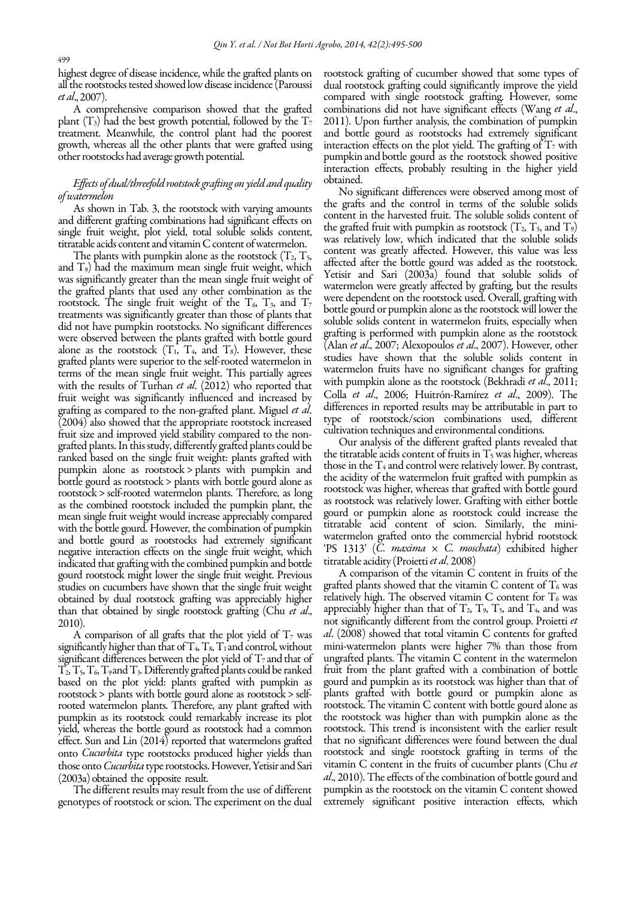highest degree of disease incidence, while the grafted plants on all the rootstocks tested showed low disease incidence (Paroussi *et al*., 2007).

A comprehensive comparison showed that the grafted plant ($T_3$) had the best growth potential, followed by the $T_7$ treatment. Meanwhile, the control plant had the poorest growth, whereas all the other plants that were grafted using other rootstocks had average growth potential.

### *Effects of dual/threefold rootstock grafting on yield and quality of watermelon*

As shown in Tab. 3, the rootstock with varying amounts and different grafting combinations had significant effects on single fruit weight, plot yield, total soluble solids content, titratable acids content and vitamin C content of watermelon.

The plants with pumpkin alone as the rootstock ($T_2$, $T_5$, and $T_9$) had the maximum mean single fruit weight, which was significantly greater than the mean single fruit weight of the grafted plants that used any other combination as the rootstock. The single fruit weight of the $T_6$, $T_3$, and $T_7$ treatments was significantly greater than those of plants that did not have pumpkin rootstocks. No significant differences were observed between the plants grafted with bottle gourd alone as the rootstock ($T_1$, $T_4$, and $T_8$). However, these grafted plants were superior to the self-rooted watermelon in terms of the mean single fruit weight. This partially agrees with the results of Turhan *et al*. (2012) who reported that fruit weight was significantly influenced and increased by grafting as compared to the non-grafted plant. Miguel *et al*. (2004) also showed that the appropriate rootstock increased fruit size and improved yield stability compared to the non-grafted plants. In this study, differently grafted plants could be ranked based on the single fruit weight: plants grafted with pumpkin alone as rootstock > plants with pumpkin and bottle gourd as rootstock > plants with bottle gourd alone as rootstock > self-rooted watermelon plants. Therefore, as long as the combined rootstock included the pumpkin plant, the mean single fruit weight would increase appreciably compared with the bottle gourd. However, the combination of pumpkin and bottle gourd as rootstocks had extremely significant negative interaction effects on the single fruit weight, which indicated that grafting with the combined pumpkin and bottle gourd rootstock might lower the single fruit weight. Previous studies on cucumbers have shown that the single fruit weight obtained by dual rootstock grafting was appreciably higher than that obtained by single rootstock grafting (Chu *et al*., 2010).

A comparison of all grafts that the plot yield of $T_7$ was significantly higher than that of $T_4$, $T_8$, $T_1$ and control, without significant differences between the plot yield of $T_7$ and that of $T_2$, $T_5$, $T_6$, $T_9$ and $T_3$. Differently grafted plants could be ranked based on the plot yield: plants grafted with pumpkin as rootstock > plants with bottle gourd alone as rootstock > self-rooted watermelon plants. Therefore, any plant grafted with pumpkin as its rootstock could remarkably increase its plot yield, whereas the bottle gourd as rootstock had a common effect. Sun and Lin (2014) reported that watermelons grafted onto *Cucurbita* type rootstocks produced higher yields than those onto *Cucurbita* type rootstocks. However, Yetisir and Sari (2003a) obtained the opposite result.

The different results may result from the use of different genotypes of rootstock or scion. The experiment on the dual rootstock grafting of cucumber showed that some types of dual rootstock grafting could significantly improve the yield compared with single rootstock grafting. However, some combinations did not have significant effects (Wang *et al*., 2011). Upon further analysis, the combination of pumpkin and bottle gourd as rootstocks had extremely significant interaction effects on the plot yield. The grafting of $T_7$ with pumpkin and bottle gourd as the rootstock showed positive interaction effects, probably resulting in the higher yield obtained.

No significant differences were observed among most of the grafts and the control in terms of the soluble solids content in the harvested fruit. The soluble solids content of the grafted fruit with pumpkin as rootstock ($T_2$, $T_5$, and $T_9$) was relatively low, which indicated that the soluble solids content was greatly affected. However, this value was less affected after the bottle gourd was added as the rootstock. Yetisir and Sari (2003a) found that soluble solids of watermelon were greatly affected by grafting, but the results were dependent on the rootstock used. Overall, grafting with bottle gourd or pumpkin alone as the rootstock will lower the soluble solids content in watermelon fruits, especially when grafting is performed with pumpkin alone as the rootstock (Alan *et al*., 2007; Alexopoulos *et al*., 2007). However, other studies have shown that the soluble solids content in watermelon fruits have no significant changes for grafting with pumpkin alone as the rootstock (Bekhradi *et al*., 2011; Colla *et al*., 2006; Huitrón-Ramírez *et al*., 2009). The differences in reported results may be attributable in part to type of rootstock/scion combinations used, different cultivation techniques and environmental conditions.

Our analysis of the different grafted plants revealed that the titratable acids content of fruits in $T_5$ was higher, whereas those in the $T_4$ and control were relatively lower. By contrast, the acidity of the watermelon fruit grafted with pumpkin as rootstock was higher, whereas that grafted with bottle gourd as rootstock was relatively lower. Grafting with either bottle gourd or pumpkin alone as rootstock could increase the titratable acid content of scion. Similarly, the mini-watermelon grafted onto the commercial hybrid rootstock 'PS 1313' (*C. maxima* × *C. moschata*) exhibited higher titratable acidity (Proietti *et al*. 2008)

A comparison of the vitamin C content in fruits of the grafted plants showed that the vitamin C content of $T_6$ was relatively high. The observed vitamin C content for $T_6$ was appreciably higher than that of $T_2$, $T_9$, $T_5$, and $T_4$, and was not significantly different from the control group. Proietti *et al*. (2008) showed that total vitamin C contents for grafted mini-watermelon plants were higher 7% than those from ungrafted plants. The vitamin C content in the watermelon fruit from the plant grafted with a combination of bottle gourd and pumpkin as its rootstock was higher than that of plants grafted with bottle gourd or pumpkin alone as rootstock. The vitamin C content with bottle gourd alone as the rootstock was higher than with pumpkin alone as the rootstock. This trend is inconsistent with the earlier result that no significant differences were found between the dual rootstock and single rootstock grafting in terms of the vitamin C content in the fruits of cucumber plants (Chu *et al*., 2010). The effects of the combination of bottle gourd and pumpkin as the rootstock on the vitamin C content showed extremely significant positive interaction effects, which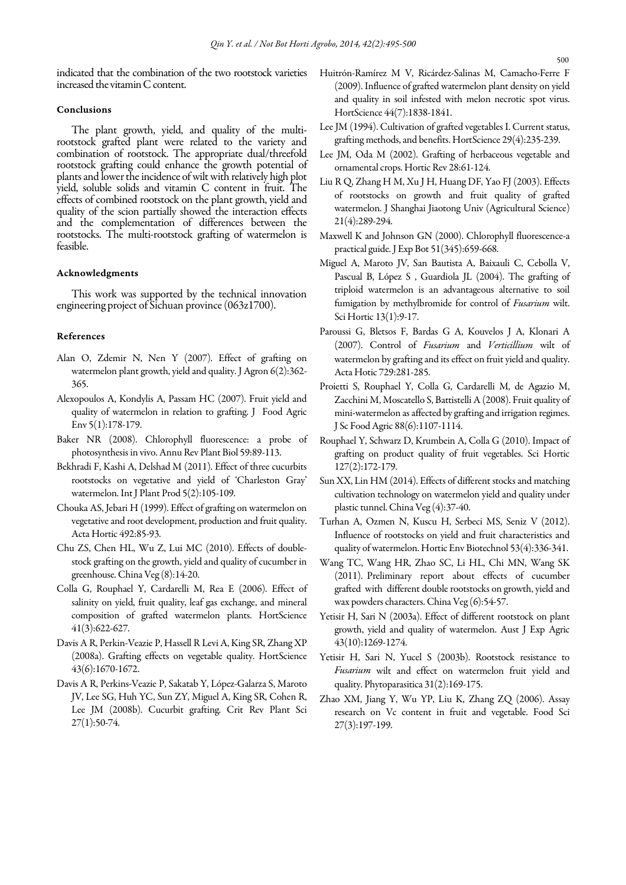indicated that the combination of the two rootstock varieties increased the vitamin C content.

### Conclusions

The plant growth, yield, and quality of the multi-rootstock grafted plant were related to the variety and combination of rootstock. The appropriate dual/threefold rootstock grafting could enhance the growth potential of plants and lower the incidence of wilt with relatively high plot yield, soluble solids and vitamin C content in fruit. The effects of combined rootstock on the plant growth, yield and quality of the scion partially showed the interaction effects and the complementation of differences between the rootstocks. The multi-rootstock grafting of watermelon is feasible.

### Acknowledgments

This work was supported by the technical innovation engineering project of Sichuan province (063z1700).

### References

Alan O, Zdemir N, Nen Y (2007). Effect of grafting on watermelon plant growth, yield and quality. J Agron 6(2):362-365.

Alexopoulos A, Kondylis A, Passam HC (2007). Fruit yield and quality of watermelon in relation to grafting. J Food Agric Env 5(1):178-179.

Baker NR (2008). Chlorophyll fluorescence: a probe of photosynthesis in vivo. Annu Rev Plant Biol 59:89-113.

Bekhradi F, Kashi A, Delshad M (2011). Effect of three cucurbits rootstocks on vegetative and yield of 'Charleston Gray' watermelon. Int J Plant Prod 5(2):105-109.

Chouka AS, Jebari H (1999). Effect of grafting on watermelon on vegetative and root development, production and fruit quality. Acta Hortic 492:85-93.

Chu ZS, Chen HL, Wu Z, Lui MC (2010). Effects of double-stock grafting on the growth, yield and quality of cucumber in greenhouse. China Veg (8):14-20.

Colla G, Rouphael Y, Cardarelli M, Rea E (2006). Effect of salinity on yield, fruit quality, leaf gas exchange, and mineral composition of grafted watermelon plants. HortScience 41(3):622-627.

Davis A R, Perkin-Veazie P, Hassell R Levi A, King SR, Zhang XP (2008a). Grafting effects on vegetable quality. HortScience 43(6):1670-1672.

Davis A R, Perkins-Veazie P, Sakatab Y, López-Galarza S, Maroto JV, Lee SG, Huh YC, Sun ZY, Miguel A, King SR, Cohen R, Lee JM (2008b). Cucurbit grafting. Crit Rev Plant Sci 27(1):50-74.

Huitrón-Ramírez M V, Ricárdez-Salinas M, Camacho-Ferre F (2009). Influence of grafted watermelon plant density on yield and quality in soil infested with melon necrotic spot virus. HortScience 44(7):1838-1841.

Lee JM (1994). Cultivation of grafted vegetables I. Current status, grafting methods, and benefits. HortScience 29(4):235-239.

Lee JM, Oda M (2002). Grafting of herbaceous vegetable and ornamental crops. Hortic Rev 28:61-124.

Liu R Q, Zhang H M, Xu J H, Huang DF, Yao FJ (2003). Effects of rootstocks on growth and fruit quality of grafted watermelon. J Shanghai Jiaotong Univ (Agricultural Science) 21(4):289-294.

Maxwell K and Johnson GN (2000). Chlorophyll fluorescence-a practical guide. J Exp Bot 51(345):659-668.

Miguel A, Maroto JV, San Bautista A, Baixauli C, Cebolla V, Pascual B, López S , Guardiola JL (2004). The grafting of triploid watermelon is an advantageous alternative to soil fumigation by methylbromide for control of *Fusarium* wilt. Sci Hortic 13(1):9-17.

Paroussi G, Bletsos F, Bardas G A, Kouvelos J A, Klonari A (2007). Control of *Fusarium* and *Verticillium* wilt of watermelon by grafting and its effect on fruit yield and quality. Acta Hotic 729:281-285.

Proietti S, Rouphael Y, Colla G, Cardarelli M, de Agazio M, Zacchini M, Moscatello S, Battistelli A (2008). Fruit quality of mini-watermelon as affected by grafting and irrigation regimes. J Sc Food Agric 88(6):1107-1114.

Rouphael Y, Schwarz D, Krumbein A, Colla G (2010). Impact of grafting on product quality of fruit vegetables. Sci Hortic 127(2):172-179.

Sun XX, Lin HM (2014). Effects of different stocks and matching cultivation technology on watermelon yield and quality under plastic tunnel. China Veg (4):37-40.

Turhan A, Ozmen N, Kuscu H, Serbeci MS, Seniz V (2012). Influence of rootstocks on yield and fruit characteristics and quality of watermelon. Hortic Env Biotechnol 53(4):336-341.

Wang TC, Wang HR, Zhao SC, Li HL, Chi MN, Wang SK (2011). Preliminary report about effects of cucumber grafted with different double rootstocks on growth, yield and wax powders characters. China Veg (6):54-57.

Yetisir H, Sari N (2003a). Effect of different rootstock on plant growth, yield and quality of watermelon. Aust J Exp Agric 43(10):1269-1274.

Yetisir H, Sari N, Yucel S (2003b). Rootstock resistance to *Fusarium* wilt and effect on watermelon fruit yield and quality. Phytoparasitica 31(2):169-175.

Zhao XM, Jiang Y, Wu YP, Liu K, Zhang ZQ (2006). Assay research on Vc content in fruit and vegetable. Food Sci 27(3):197-199.